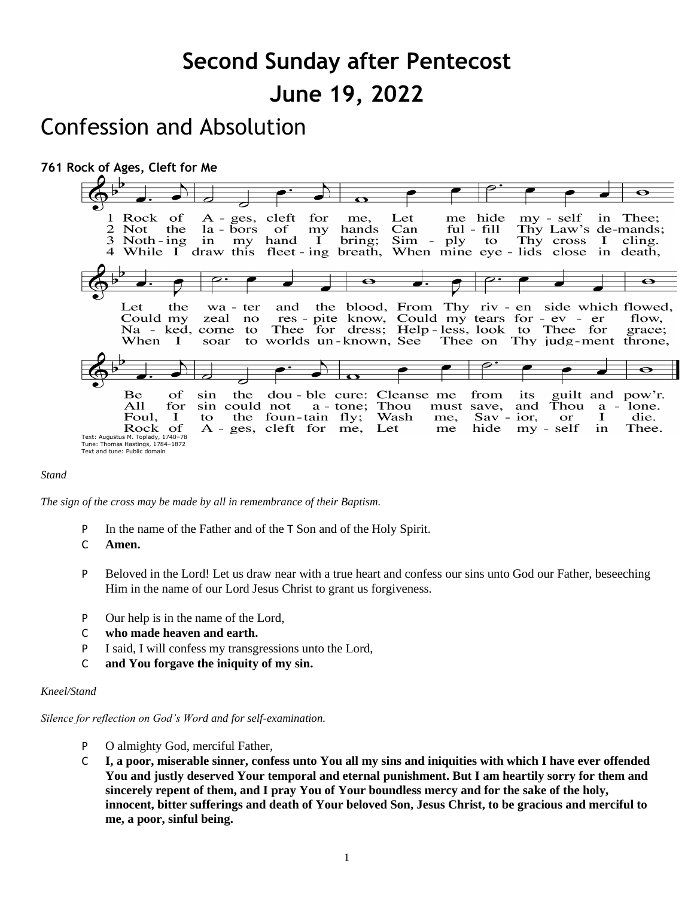# Second Sunday after Pentecost

# June 19, 2022

## Confession and Absolution

### 761 Rock of Ages, Cleft for Me

1 Rock of Ages, cleft for me, Let me hide myself in Thee; Let the water and the blood, From Thy riven side which flowed, Be of sin the double cure: Cleanse me from its guilt and pow'r.

2 Not the labors of my hands Can fulfill Thy Law's demands; Could my zeal no respite know, Could my tears forever flow, All for sin could not atone; Thou must save, and Thou alone.

3 Nothing in my hand I bring; Simply to Thy cross I cling. Naked, come to Thee for dress; Helpless, look to Thee for grace; Foul, I to the fountain fly; Wash me, Savior, or I die.

4 While I draw this fleeting breath, When mine eyelids close in death, When I soar to worlds unknown, See Thee on Thy judgment throne, Rock of Ages, cleft for me, Let me hide myself in Thee.

Text: Augustus M. Toplady, 1740–78
Tune: Thomas Hastings, 1784–1872
Text and tune: Public domain

*Stand*

*The sign of the cross may be made by all in remembrance of their Baptism.*

P In the name of the Father and of the T Son and of the Holy Spirit.
C **Amen.**

P Beloved in the Lord! Let us draw near with a true heart and confess our sins unto God our Father, beseeching Him in the name of our Lord Jesus Christ to grant us forgiveness.

P Our help is in the name of the Lord,
C **who made heaven and earth.**
P I said, I will confess my transgressions unto the Lord,
C **and You forgave the iniquity of my sin.**

*Kneel/Stand*

*Silence for reflection on God's Word and for self-examination.*

P O almighty God, merciful Father,
C **I, a poor, miserable sinner, confess unto You all my sins and iniquities with which I have ever offended You and justly deserved Your temporal and eternal punishment. But I am heartily sorry for them and sincerely repent of them, and I pray You of Your boundless mercy and for the sake of the holy, innocent, bitter sufferings and death of Your beloved Son, Jesus Christ, to be gracious and merciful to me, a poor, sinful being.**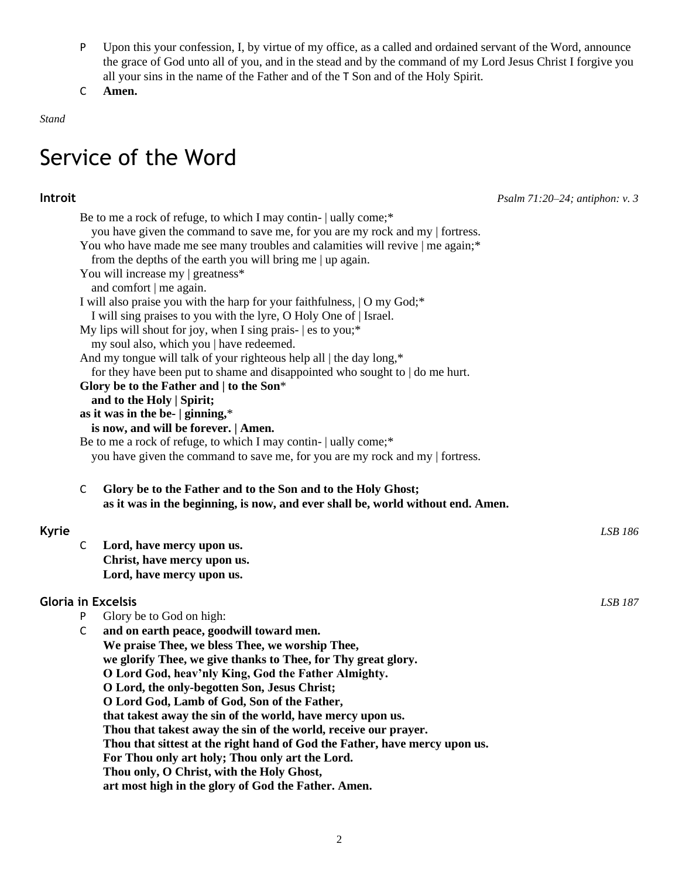P Upon this your confession, I, by virtue of my office, as a called and ordained servant of the Word, announce the grace of God unto all of you, and in the stead and by the command of my Lord Jesus Christ I forgive you all your sins in the name of the Father and of the T Son and of the Holy Spirit.

C **Amen.**

*Stand*

# Service of the Word

### Introit

*Psalm 71:20–24; antiphon: v. 3*

Be to me a rock of refuge, to which I may contin- | ually come;*
you have given the command to save me, for you are my rock and my | fortress.
You who have made me see many troubles and calamities will revive | me again;*
from the depths of the earth you will bring me | up again.
You will increase my | greatness*
and comfort | me again.
I will also praise you with the harp for your faithfulness, | O my God;*
I will sing praises to you with the lyre, O Holy One of | Israel.
My lips will shout for joy, when I sing prais- | es to you;*
my soul also, which you | have redeemed.
And my tongue will talk of your righteous help all | the day long,*
for they have been put to shame and disappointed who sought to | do me hurt.
**Glory be to the Father and | to the Son***
**and to the Holy | Spirit;**
**as it was in the be- | ginning,***
**is now, and will be forever. | Amen.**
Be to me a rock of refuge, to which I may contin- | ually come;*
you have given the command to save me, for you are my rock and my | fortress.

C **Glory be to the Father and to the Son and to the Holy Ghost;**
**as it was in the beginning, is now, and ever shall be, world without end. Amen.**

### Kyrie

*LSB 186*

C **Lord, have mercy upon us.**
**Christ, have mercy upon us.**
**Lord, have mercy upon us.**

### Gloria in Excelsis

*LSB 187*

P Glory be to God on high:

C **and on earth peace, goodwill toward men.**
**We praise Thee, we bless Thee, we worship Thee,**
**we glorify Thee, we give thanks to Thee, for Thy great glory.**
**O Lord God, heav'nly King, God the Father Almighty.**
**O Lord, the only-begotten Son, Jesus Christ;**
**O Lord God, Lamb of God, Son of the Father,**
**that takest away the sin of the world, have mercy upon us.**
**Thou that takest away the sin of the world, receive our prayer.**
**Thou that sittest at the right hand of God the Father, have mercy upon us.**
**For Thou only art holy; Thou only art the Lord.**
**Thou only, O Christ, with the Holy Ghost,**
**art most high in the glory of God the Father. Amen.**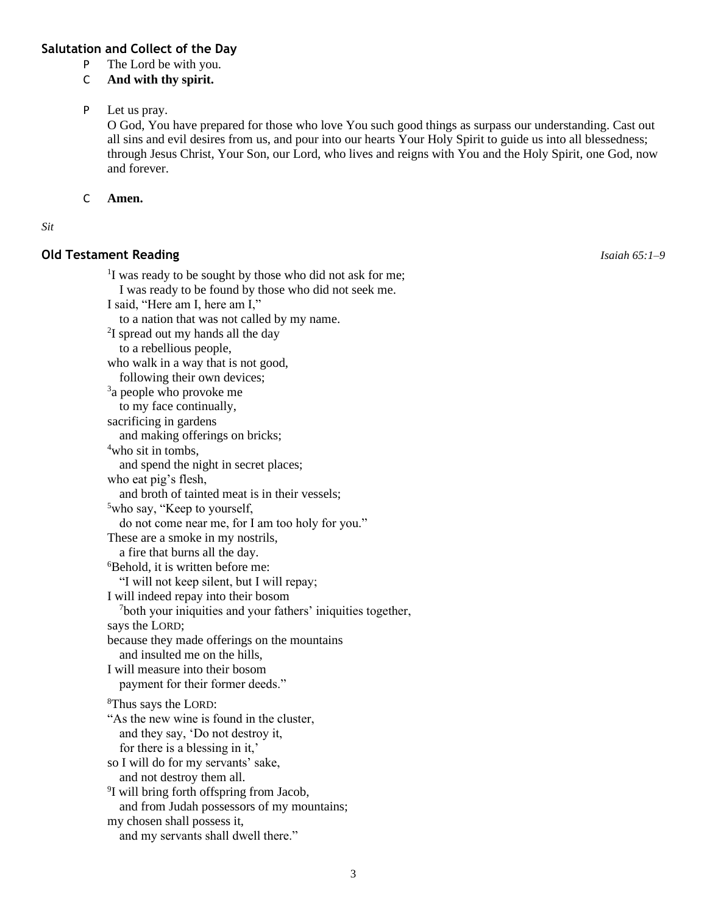### Salutation and Collect of the Day

P The Lord be with you.

C **And with thy spirit.**

P Let us pray.
O God, You have prepared for those who love You such good things as surpass our understanding. Cast out all sins and evil desires from us, and pour into our hearts Your Holy Spirit to guide us into all blessedness; through Jesus Christ, Your Son, our Lord, who lives and reigns with You and the Holy Spirit, one God, now and forever.

C **Amen.**

*Sit*

### Old Testament Reading *Isaiah 65:1–9*

[1]I was ready to be sought by those who did not ask for me;
I was ready to be found by those who did not seek me.
I said, "Here am I, here am I,"
to a nation that was not called by my name.
[2]I spread out my hands all the day
to a rebellious people,
who walk in a way that is not good,
following their own devices;
[3]a people who provoke me
to my face continually,
sacrificing in gardens
and making offerings on bricks;
[4]who sit in tombs,
and spend the night in secret places;
who eat pig's flesh,
and broth of tainted meat is in their vessels;
[5]who say, "Keep to yourself,
do not come near me, for I am too holy for you."
These are a smoke in my nostrils,
a fire that burns all the day.
[6]Behold, it is written before me:
"I will not keep silent, but I will repay;
I will indeed repay into their bosom
[7]both your iniquities and your fathers' iniquities together,
says the LORD;
because they made offerings on the mountains
and insulted me on the hills,
I will measure into their bosom
payment for their former deeds."

[8]Thus says the LORD:
"As the new wine is found in the cluster,
and they say, 'Do not destroy it,
for there is a blessing in it,'
so I will do for my servants' sake,
and not destroy them all.
[9]I will bring forth offspring from Jacob,
and from Judah possessors of my mountains;
my chosen shall possess it,
and my servants shall dwell there."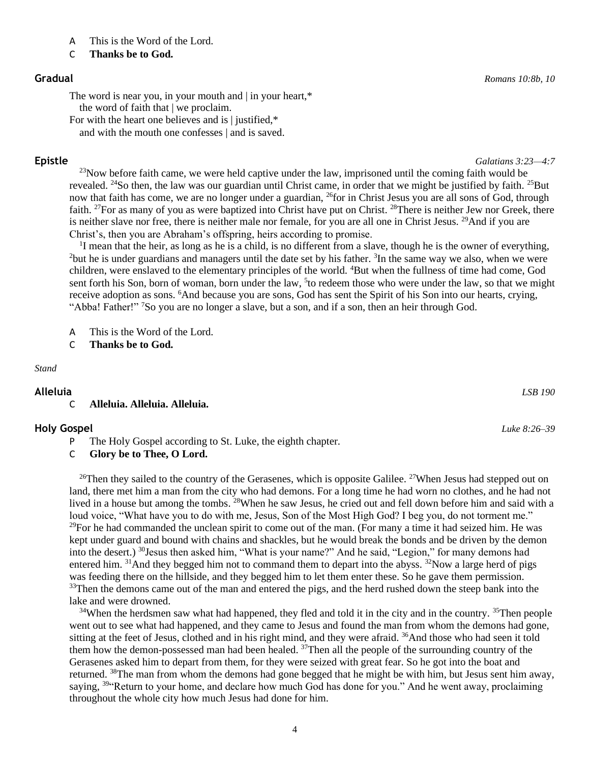A This is the Word of the Lord.

C **Thanks be to God.**

### Gradual *Romans 10:8b, 10*

The word is near you, in your mouth and | in your heart,*
  the word of faith that | we proclaim.
For with the heart one believes and is | justified,*
  and with the mouth one confesses | and is saved.

### Epistle *Galatians 3:23—4:7*

[23]Now before faith came, we were held captive under the law, imprisoned until the coming faith would be revealed. [24]So then, the law was our guardian until Christ came, in order that we might be justified by faith. [25]But now that faith has come, we are no longer under a guardian, [26]for in Christ Jesus you are all sons of God, through faith. [27]For as many of you as were baptized into Christ have put on Christ. [28]There is neither Jew nor Greek, there is neither slave nor free, there is neither male nor female, for you are all one in Christ Jesus. [29]And if you are Christ's, then you are Abraham's offspring, heirs according to promise.

[1]I mean that the heir, as long as he is a child, is no different from a slave, though he is the owner of everything, [2]but he is under guardians and managers until the date set by his father. [3]In the same way we also, when we were children, were enslaved to the elementary principles of the world. [4]But when the fullness of time had come, God sent forth his Son, born of woman, born under the law, [5]to redeem those who were under the law, so that we might receive adoption as sons. [6]And because you are sons, God has sent the Spirit of his Son into our hearts, crying, "Abba! Father!" [7]So you are no longer a slave, but a son, and if a son, then an heir through God.

A This is the Word of the Lord.

C **Thanks be to God.**

*Stand*

### Alleluia *LSB 190*

C **Alleluia. Alleluia. Alleluia.**

### Holy Gospel *Luke 8:26–39*

P The Holy Gospel according to St. Luke, the eighth chapter.

C **Glory be to Thee, O Lord.**

[26]Then they sailed to the country of the Gerasenes, which is opposite Galilee. [27]When Jesus had stepped out on land, there met him a man from the city who had demons. For a long time he had worn no clothes, and he had not lived in a house but among the tombs. [28]When he saw Jesus, he cried out and fell down before him and said with a loud voice, "What have you to do with me, Jesus, Son of the Most High God? I beg you, do not torment me." [29]For he had commanded the unclean spirit to come out of the man. (For many a time it had seized him. He was kept under guard and bound with chains and shackles, but he would break the bonds and be driven by the demon into the desert.) [30]Jesus then asked him, "What is your name?" And he said, "Legion," for many demons had entered him. [31]And they begged him not to command them to depart into the abyss. [32]Now a large herd of pigs was feeding there on the hillside, and they begged him to let them enter these. So he gave them permission. [33]Then the demons came out of the man and entered the pigs, and the herd rushed down the steep bank into the lake and were drowned.

[34]When the herdsmen saw what had happened, they fled and told it in the city and in the country. [35]Then people went out to see what had happened, and they came to Jesus and found the man from whom the demons had gone, sitting at the feet of Jesus, clothed and in his right mind, and they were afraid. [36]And those who had seen it told them how the demon-possessed man had been healed. [37]Then all the people of the surrounding country of the Gerasenes asked him to depart from them, for they were seized with great fear. So he got into the boat and returned. [38]The man from whom the demons had gone begged that he might be with him, but Jesus sent him away, saying, [39]"Return to your home, and declare how much God has done for you." And he went away, proclaiming throughout the whole city how much Jesus had done for him.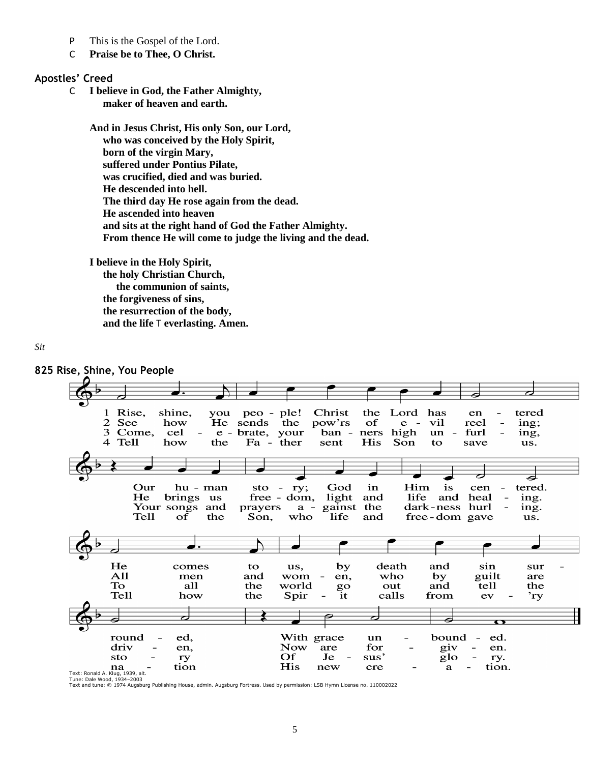P This is the Gospel of the Lord.

C **Praise be to Thee, O Christ.**

## Apostles' Creed

C **I believe in God, the Father Almighty,**
**maker of heaven and earth.**

**And in Jesus Christ, His only Son, our Lord,**
**who was conceived by the Holy Spirit,**
**born of the virgin Mary,**
**suffered under Pontius Pilate,**
**was crucified, died and was buried.**
**He descended into hell.**
**The third day He rose again from the dead.**
**He ascended into heaven**
**and sits at the right hand of God the Father Almighty.**
**From thence He will come to judge the living and the dead.**

**I believe in the Holy Spirit,**
**the holy Christian Church,**
**the communion of saints,**
**the forgiveness of sins,**
**the resurrection of the body,**
**and the life T everlasting. Amen.**

*Sit*

## 825 Rise, Shine, You People

1 Rise, shine, you people! Christ the Lord has entered
Our human story; God in Him is centered.
He comes to us, by death and sin surrounded,
With grace unbounded.

2 See how He sends the pow'rs of evil reeling;
He brings us freedom, light and life and healing.
All men and women, who by guilt are driven,
Now are forgiven.

3 Come, celebrate, your banners high unfurling,
Your songs and prayers against the darkness hurling.
To all the world go out and tell the story
Of Jesus' glory.

4 Tell how the Father sent His Son to save us.
Tell of the Son, who life and freedom gave us.
Tell how the Spirit calls from every nation
His new creation.

Text: Ronald A. Klug, 1939, alt.
Tune: Dale Wood, 1934–2003
Text and tune: © 1974 Augsburg Publishing House, admin. Augsburg Fortress. Used by permission: LSB Hymn License no. 110002022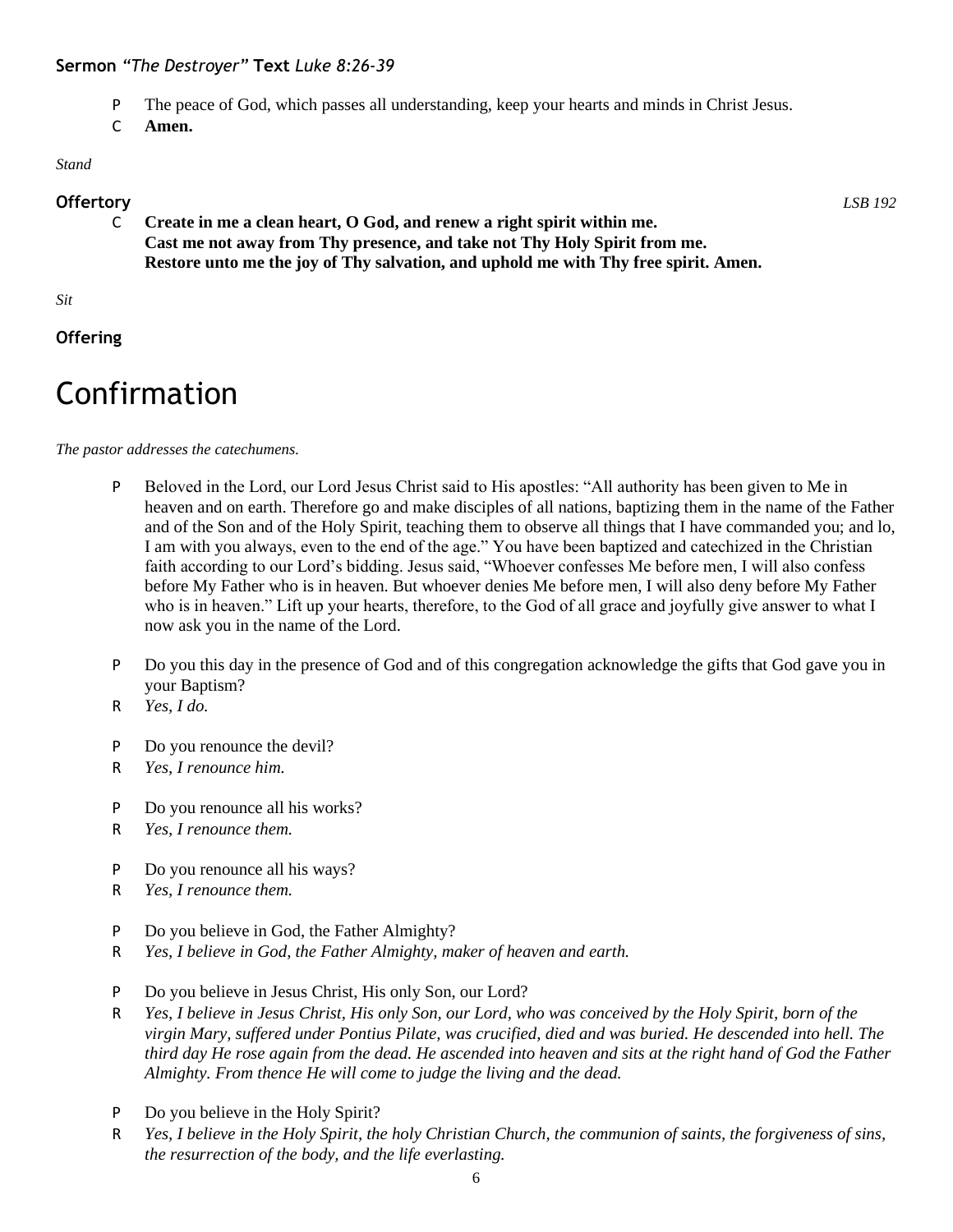**Sermon** *"The Destroyer"* **Text** *Luke 8:26-39*

P The peace of God, which passes all understanding, keep your hearts and minds in Christ Jesus.

C **Amen.**

*Stand*

**Offertory** *LSB 192*

C **Create in me a clean heart, O God, and renew a right spirit within me.**
**Cast me not away from Thy presence, and take not Thy Holy Spirit from me.**
**Restore unto me the joy of Thy salvation, and uphold me with Thy free spirit. Amen.**

*Sit*

**Offering**

# Confirmation

*The pastor addresses the catechumens.*

P Beloved in the Lord, our Lord Jesus Christ said to His apostles: "All authority has been given to Me in heaven and on earth. Therefore go and make disciples of all nations, baptizing them in the name of the Father and of the Son and of the Holy Spirit, teaching them to observe all things that I have commanded you; and lo, I am with you always, even to the end of the age." You have been baptized and catechized in the Christian faith according to our Lord's bidding. Jesus said, "Whoever confesses Me before men, I will also confess before My Father who is in heaven. But whoever denies Me before men, I will also deny before My Father who is in heaven." Lift up your hearts, therefore, to the God of all grace and joyfully give answer to what I now ask you in the name of the Lord.

P Do you this day in the presence of God and of this congregation acknowledge the gifts that God gave you in your Baptism?

R *Yes, I do.*

P Do you renounce the devil?

R *Yes, I renounce him.*

P Do you renounce all his works?

R *Yes, I renounce them.*

P Do you renounce all his ways?

R *Yes, I renounce them.*

P Do you believe in God, the Father Almighty?

R *Yes, I believe in God, the Father Almighty, maker of heaven and earth.*

P Do you believe in Jesus Christ, His only Son, our Lord?

R *Yes, I believe in Jesus Christ, His only Son, our Lord, who was conceived by the Holy Spirit, born of the virgin Mary, suffered under Pontius Pilate, was crucified, died and was buried. He descended into hell. The third day He rose again from the dead. He ascended into heaven and sits at the right hand of God the Father Almighty. From thence He will come to judge the living and the dead.*

P Do you believe in the Holy Spirit?

R *Yes, I believe in the Holy Spirit, the holy Christian Church, the communion of saints, the forgiveness of sins, the resurrection of the body, and the life everlasting.*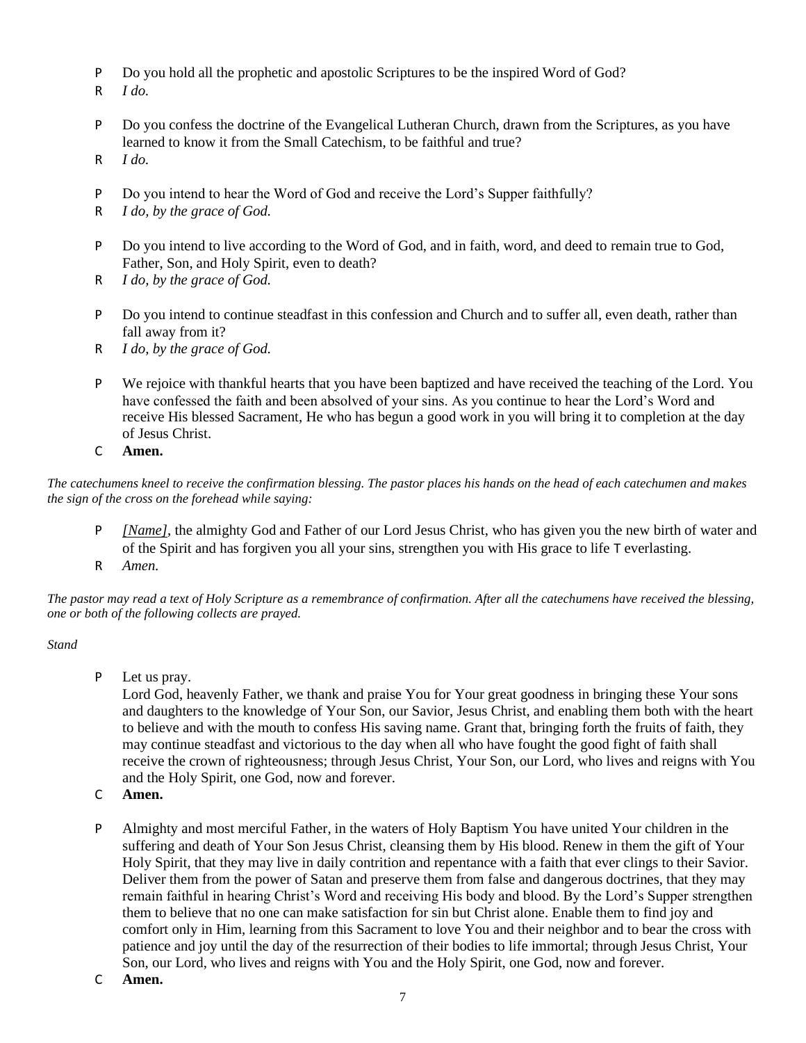P Do you hold all the prophetic and apostolic Scriptures to be the inspired Word of God?

R *I do.*

P Do you confess the doctrine of the Evangelical Lutheran Church, drawn from the Scriptures, as you have learned to know it from the Small Catechism, to be faithful and true?

R *I do.*

P Do you intend to hear the Word of God and receive the Lord's Supper faithfully?

R *I do, by the grace of God.*

P Do you intend to live according to the Word of God, and in faith, word, and deed to remain true to God, Father, Son, and Holy Spirit, even to death?

R *I do, by the grace of God.*

P Do you intend to continue steadfast in this confession and Church and to suffer all, even death, rather than fall away from it?

R *I do, by the grace of God.*

P We rejoice with thankful hearts that you have been baptized and have received the teaching of the Lord. You have confessed the faith and been absolved of your sins. As you continue to hear the Lord's Word and receive His blessed Sacrament, He who has begun a good work in you will bring it to completion at the day of Jesus Christ.

C **Amen.**

*The catechumens kneel to receive the confirmation blessing. The pastor places his hands on the head of each catechumen and makes the sign of the cross on the forehead while saying:*

P *[Name]*, the almighty God and Father of our Lord Jesus Christ, who has given you the new birth of water and of the Spirit and has forgiven you all your sins, strengthen you with His grace to life T everlasting.

R *Amen.*

*The pastor may read a text of Holy Scripture as a remembrance of confirmation. After all the catechumens have received the blessing, one or both of the following collects are prayed.*

*Stand*

P Let us pray.
Lord God, heavenly Father, we thank and praise You for Your great goodness in bringing these Your sons and daughters to the knowledge of Your Son, our Savior, Jesus Christ, and enabling them both with the heart to believe and with the mouth to confess His saving name. Grant that, bringing forth the fruits of faith, they may continue steadfast and victorious to the day when all who have fought the good fight of faith shall receive the crown of righteousness; through Jesus Christ, Your Son, our Lord, who lives and reigns with You and the Holy Spirit, one God, now and forever.

C **Amen.**

P Almighty and most merciful Father, in the waters of Holy Baptism You have united Your children in the suffering and death of Your Son Jesus Christ, cleansing them by His blood. Renew in them the gift of Your Holy Spirit, that they may live in daily contrition and repentance with a faith that ever clings to their Savior. Deliver them from the power of Satan and preserve them from false and dangerous doctrines, that they may remain faithful in hearing Christ's Word and receiving His body and blood. By the Lord's Supper strengthen them to believe that no one can make satisfaction for sin but Christ alone. Enable them to find joy and comfort only in Him, learning from this Sacrament to love You and their neighbor and to bear the cross with patience and joy until the day of the resurrection of their bodies to life immortal; through Jesus Christ, Your Son, our Lord, who lives and reigns with You and the Holy Spirit, one God, now and forever.

C **Amen.**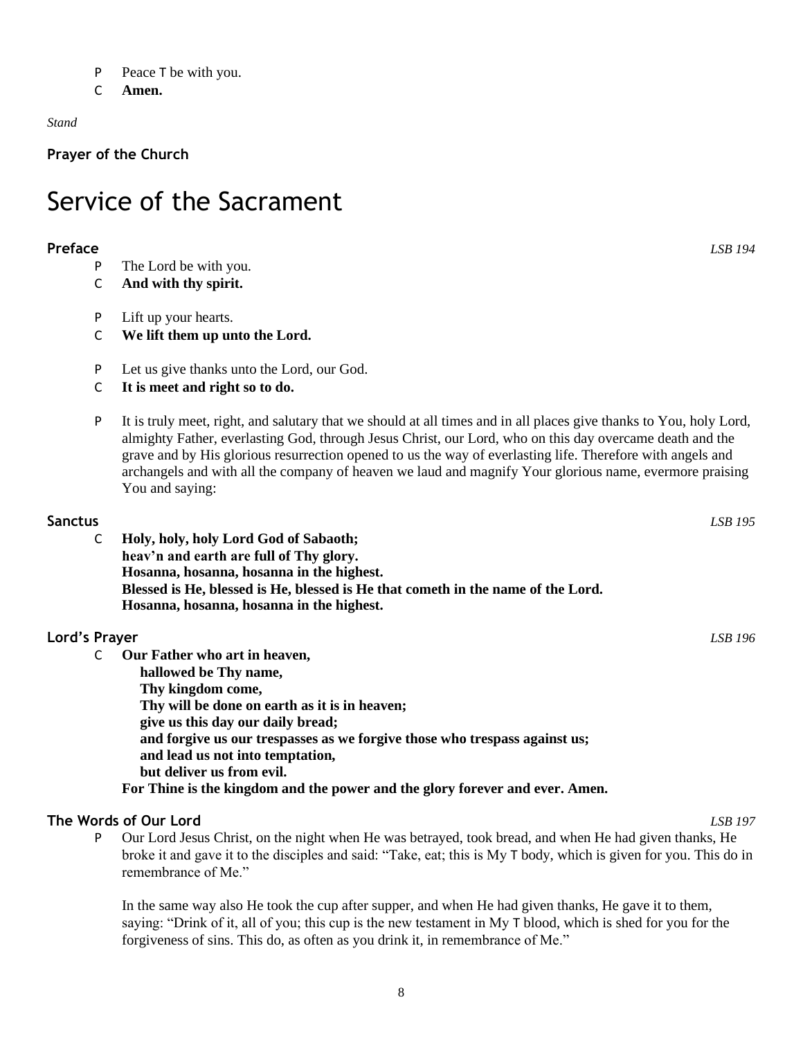P Peace T be with you.

C **Amen.**

*Stand*

**Prayer of the Church**

# Service of the Sacrament

### Preface *LSB 194*

P The Lord be with you.

C **And with thy spirit.**

P Lift up your hearts.

C **We lift them up unto the Lord.**

P Let us give thanks unto the Lord, our God.

C **It is meet and right so to do.**

P It is truly meet, right, and salutary that we should at all times and in all places give thanks to You, holy Lord, almighty Father, everlasting God, through Jesus Christ, our Lord, who on this day overcame death and the grave and by His glorious resurrection opened to us the way of everlasting life. Therefore with angels and archangels and with all the company of heaven we laud and magnify Your glorious name, evermore praising You and saying:

### Sanctus *LSB 195*

C **Holy, holy, holy Lord God of Sabaoth;**
**heav'n and earth are full of Thy glory.**
**Hosanna, hosanna, hosanna in the highest.**
**Blessed is He, blessed is He, blessed is He that cometh in the name of the Lord.**
**Hosanna, hosanna, hosanna in the highest.**

### Lord's Prayer *LSB 196*

C **Our Father who art in heaven,**
**hallowed be Thy name,**
**Thy kingdom come,**
**Thy will be done on earth as it is in heaven;**
**give us this day our daily bread;**
**and forgive us our trespasses as we forgive those who trespass against us;**
**and lead us not into temptation,**
**but deliver us from evil.**
**For Thine is the kingdom and the power and the glory forever and ever. Amen.**

### The Words of Our Lord *LSB 197*

P Our Lord Jesus Christ, on the night when He was betrayed, took bread, and when He had given thanks, He broke it and gave it to the disciples and said: "Take, eat; this is My T body, which is given for you. This do in remembrance of Me."

In the same way also He took the cup after supper, and when He had given thanks, He gave it to them, saying: "Drink of it, all of you; this cup is the new testament in My T blood, which is shed for you for the forgiveness of sins. This do, as often as you drink it, in remembrance of Me."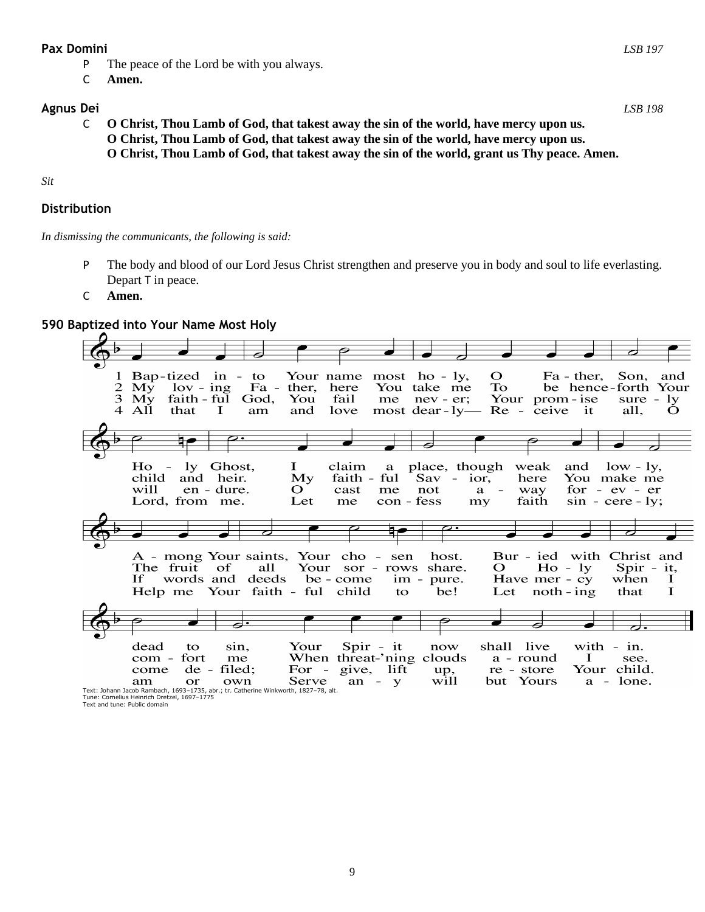## Pax Domini

*LSB 197*

P The peace of the Lord be with you always.

C **Amen.**

## Agnus Dei

*LSB 198*

C **O Christ, Thou Lamb of God, that takest away the sin of the world, have mercy upon us.**
**O Christ, Thou Lamb of God, that takest away the sin of the world, have mercy upon us.**
**O Christ, Thou Lamb of God, that takest away the sin of the world, grant us Thy peace. Amen.**

*Sit*

## Distribution

*In dismissing the communicants, the following is said:*

P The body and blood of our Lord Jesus Christ strengthen and preserve you in body and soul to life everlasting. Depart T in peace.

C **Amen.**

## 590 Baptized into Your Name Most Holy

1 Baptized into Your name most holy, O Father, Son, and Holy Ghost, I claim a place, though weak and lowly, Among Your saints, Your chosen host. Buried with Christ and dead to sin, Your Spirit now shall live within.

2 My loving Father, here You take me To be henceforth Your child and heir. My faithful Savior, here You make me The fruit of all Your sorrows share. O Holy Spirit, comfort me When threat'ning clouds around I see.

3 My faithful God, You fail me never; Your promise surely will endure. O cast me not away forever If words and deeds become impure. Have mercy when I come defiled; Forgive, lift up, restore Your child.

4 All that I am and love most dearly— Receive it all, O Lord, from me. Let me confess my faith sincerely; Help me Your faithful child to be! Let nothing that I am or own Serve any will but Yours alone.

Text: Johann Jacob Rambach, 1693–1735, abr.; tr. Catherine Winkworth, 1827–78, alt.
Tune: Cornelius Heinrich Dretzel, 1697–1775
Text and tune: Public domain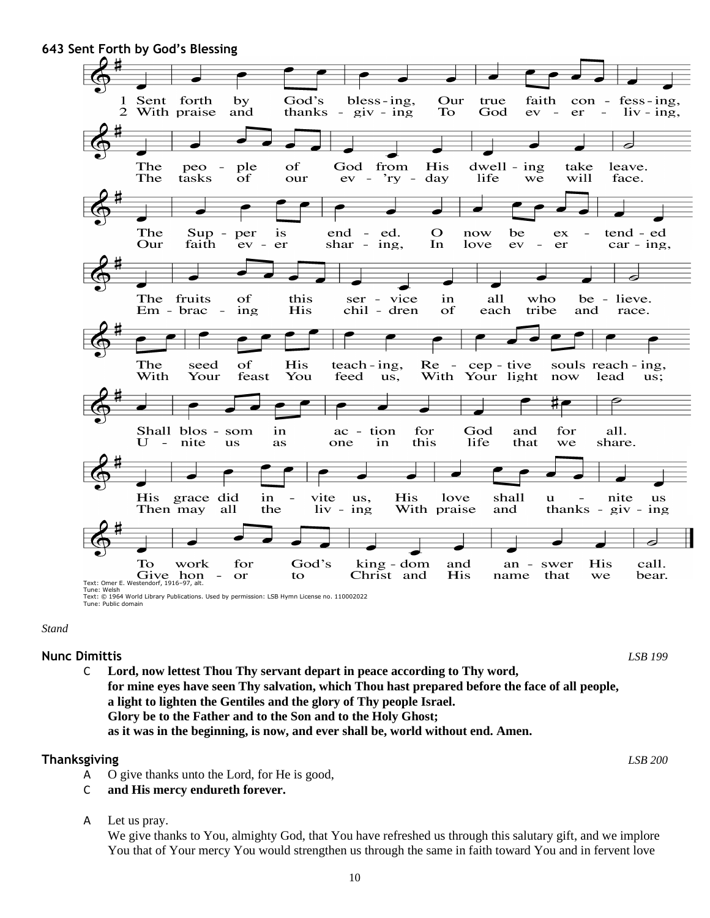**643 Sent Forth by God's Blessing**

1 Sent forth by God's blessing, Our true faith confessing,
The people of God from His dwelling take leave.
The Supper is ended. O now be extended
The fruits of this service in all who believe.
The seed of His teaching, Receptive souls reaching,
Shall blossom in action for God and for all.
His grace did invite us, His love shall unite us
To work for God's kingdom and answer His call.

2 With praise and thanksgiving To God ever-living,
The tasks of our ev'ry-day life we will face.
Our faith ever sharing, In love ever caring,
Embracing His children of each tribe and race.
With Your feast You feed us, With Your light now lead us;
Unite us as one in this life that we share.
Then may all the living With praise and thanksgiving
Give honor to Christ and His name that we bear.

Text: Omer E. Westendorf, 1916–97, alt.
Tune: Welsh
Text: © 1964 World Library Publications. Used by permission: LSB Hymn License no. 110002022
Tune: Public domain

*Stand*

**Nunc Dimittis** *LSB 199*

C **Lord, now lettest Thou Thy servant depart in peace according to Thy word,**
**for mine eyes have seen Thy salvation, which Thou hast prepared before the face of all people,**
**a light to lighten the Gentiles and the glory of Thy people Israel.**
**Glory be to the Father and to the Son and to the Holy Ghost;**
**as it was in the beginning, is now, and ever shall be, world without end. Amen.**

**Thanksgiving** *LSB 200*

A O give thanks unto the Lord, for He is good,
C **and His mercy endureth forever.**

A Let us pray.
We give thanks to You, almighty God, that You have refreshed us through this salutary gift, and we implore You that of Your mercy You would strengthen us through the same in faith toward You and in fervent love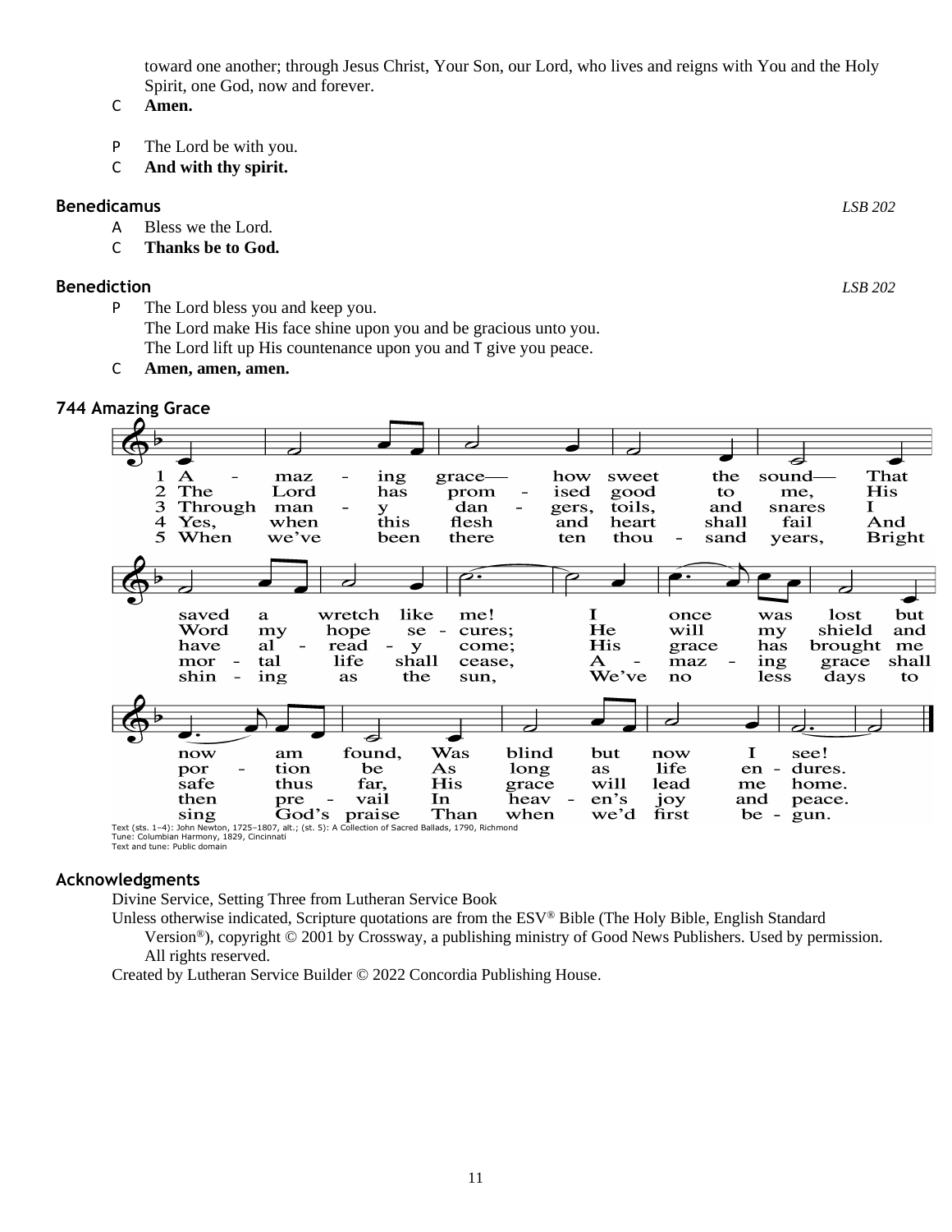toward one another; through Jesus Christ, Your Son, our Lord, who lives and reigns with You and the Holy Spirit, one God, now and forever.

C **Amen.**

P The Lord be with you.

C **And with thy spirit.**

### Benedicamus

*LSB 202*

A Bless we the Lord.

C **Thanks be to God.**

### Benediction

*LSB 202*

P The Lord bless you and keep you.
The Lord make His face shine upon you and be gracious unto you.
The Lord lift up His countenance upon you and T give you peace.

C **Amen, amen, amen.**

### 744 Amazing Grace

1 Amazing grace—how sweet the sound—That saved a wretch like me! I once was lost but now am found, Was blind but now I see!

2 The Lord has promised good to me, His Word my hope secures; He will my shield and portion be As long as life endures.

3 Through many dangers, toils, and snares I have already come; His grace has brought me safe thus far, His grace will lead me home.

4 Yes, when this flesh and heart shall fail And mortal life shall cease, Amazing grace shall then prevail In heaven's joy and peace.

5 When we've been there ten thousand years, Bright shining as the sun, We've no less days to sing God's praise Than when we'd first begun.

Text (sts. 1–4): John Newton, 1725–1807, alt.; (st. 5): A Collection of Sacred Ballads, 1790, Richmond
Tune: Columbian Harmony, 1829, Cincinnati
Text and tune: Public domain

### Acknowledgments

Divine Service, Setting Three from Lutheran Service Book

Unless otherwise indicated, Scripture quotations are from the ESV® Bible (The Holy Bible, English Standard Version®), copyright © 2001 by Crossway, a publishing ministry of Good News Publishers. Used by permission. All rights reserved.

Created by Lutheran Service Builder © 2022 Concordia Publishing House.